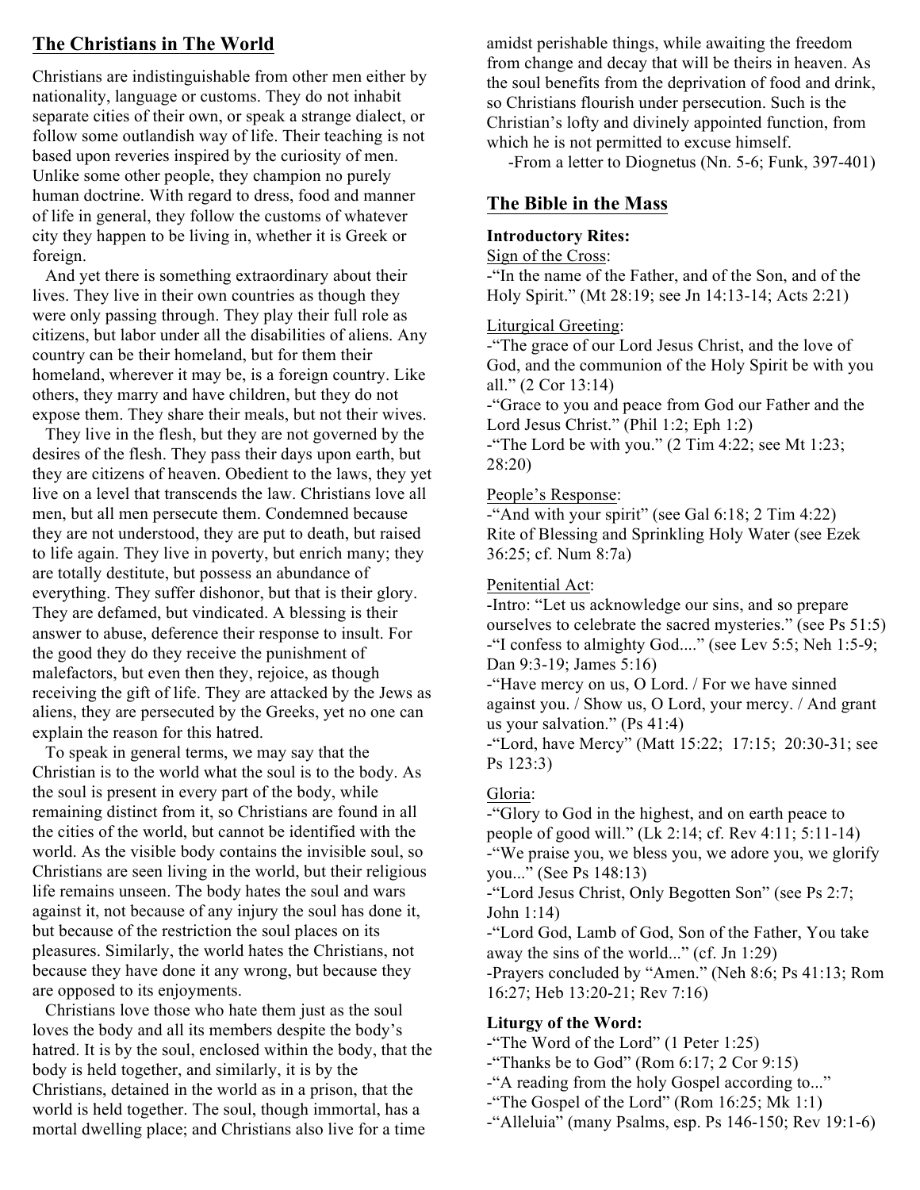## The Christians in The World

Christians are indistinguishable from other men either by nationality, language or customs. They do not inhabit separate cities of their own, or speak a strange dialect, or follow some outlandish way of life. Their teaching is not based upon reveries inspired by the curiosity of men. Unlike some other people, they champion no purely human doctrine. With regard to dress, food and manner of life in general, they follow the customs of whatever city they happen to be living in, whether it is Greek or foreign.

And yet there is something extraordinary about their lives. They live in their own countries as though they were only passing through. They play their full role as citizens, but labor under all the disabilities of aliens. Any country can be their homeland, but for them their homeland, wherever it may be, is a foreign country. Like others, they marry and have children, but they do not expose them. They share their meals, but not their wives.

They live in the flesh, but they are not governed by the desires of the flesh. They pass their days upon earth, but they are citizens of heaven. Obedient to the laws, they yet live on a level that transcends the law. Christians love all men, but all men persecute them. Condemned because they are not understood, they are put to death, but raised to life again. They live in poverty, but enrich many; they are totally destitute, but possess an abundance of everything. They suffer dishonor, but that is their glory. They are defamed, but vindicated. A blessing is their answer to abuse, deference their response to insult. For the good they do they receive the punishment of malefactors, but even then they, rejoice, as though receiving the gift of life. They are attacked by the Jews as aliens, they are persecuted by the Greeks, yet no one can explain the reason for this hatred.

To speak in general terms, we may say that the Christian is to the world what the soul is to the body. As the soul is present in every part of the body, while remaining distinct from it, so Christians are found in all the cities of the world, but cannot be identified with the world. As the visible body contains the invisible soul, so Christians are seen living in the world, but their religious life remains unseen. The body hates the soul and wars against it, not because of any injury the soul has done it, but because of the restriction the soul places on its pleasures. Similarly, the world hates the Christians, not because they have done it any wrong, but because they are opposed to its enjoyments.

Christians love those who hate them just as the soul loves the body and all its members despite the body's hatred. It is by the soul, enclosed within the body, that the body is held together, and similarly, it is by the Christians, detained in the world as in a prison, that the world is held together. The soul, though immortal, has a mortal dwelling place; and Christians also live for a time amidst perishable things, while awaiting the freedom from change and decay that will be theirs in heaven. As the soul benefits from the deprivation of food and drink, so Christians flourish under persecution. Such is the Christian's lofty and divinely appointed function, from which he is not permitted to excuse himself.

-From a letter to Diognetus (Nn. 5-6; Funk, 397-401)

## The Bible in the Mass

**Introductory Rites:**

Sign of the Cross:

-"In the name of the Father, and of the Son, and of the Holy Spirit." (Mt 28:19; see Jn 14:13-14; Acts 2:21)

Liturgical Greeting:

-"The grace of our Lord Jesus Christ, and the love of God, and the communion of the Holy Spirit be with you all." (2 Cor 13:14)

-"Grace to you and peace from God our Father and the Lord Jesus Christ." (Phil 1:2; Eph 1:2)

-"The Lord be with you." (2 Tim 4:22; see Mt 1:23; 28:20)

People's Response:

-"And with your spirit" (see Gal 6:18; 2 Tim 4:22)

Rite of Blessing and Sprinkling Holy Water (see Ezek 36:25; cf. Num 8:7a)

Penitential Act:

-Intro: "Let us acknowledge our sins, and so prepare ourselves to celebrate the sacred mysteries." (see Ps 51:5)

-"I confess to almighty God...." (see Lev 5:5; Neh 1:5-9; Dan 9:3-19; James 5:16)

-"Have mercy on us, O Lord. / For we have sinned against you. / Show us, O Lord, your mercy. / And grant us your salvation." (Ps 41:4)

-"Lord, have Mercy" (Matt 15:22; 17:15; 20:30-31; see Ps 123:3)

Gloria:

-"Glory to God in the highest, and on earth peace to people of good will." (Lk 2:14; cf. Rev 4:11; 5:11-14)

-"We praise you, we bless you, we adore you, we glorify you..." (See Ps 148:13)

-"Lord Jesus Christ, Only Begotten Son" (see Ps 2:7; John 1:14)

-"Lord God, Lamb of God, Son of the Father, You take away the sins of the world..." (cf. Jn 1:29)

-Prayers concluded by "Amen." (Neh 8:6; Ps 41:13; Rom 16:27; Heb 13:20-21; Rev 7:16)

**Liturgy of the Word:**

-"The Word of the Lord" (1 Peter 1:25)

-"Thanks be to God" (Rom 6:17; 2 Cor 9:15)

-"A reading from the holy Gospel according to..."

-"The Gospel of the Lord" (Rom 16:25; Mk 1:1)

-"Alleluia" (many Psalms, esp. Ps 146-150; Rev 19:1-6)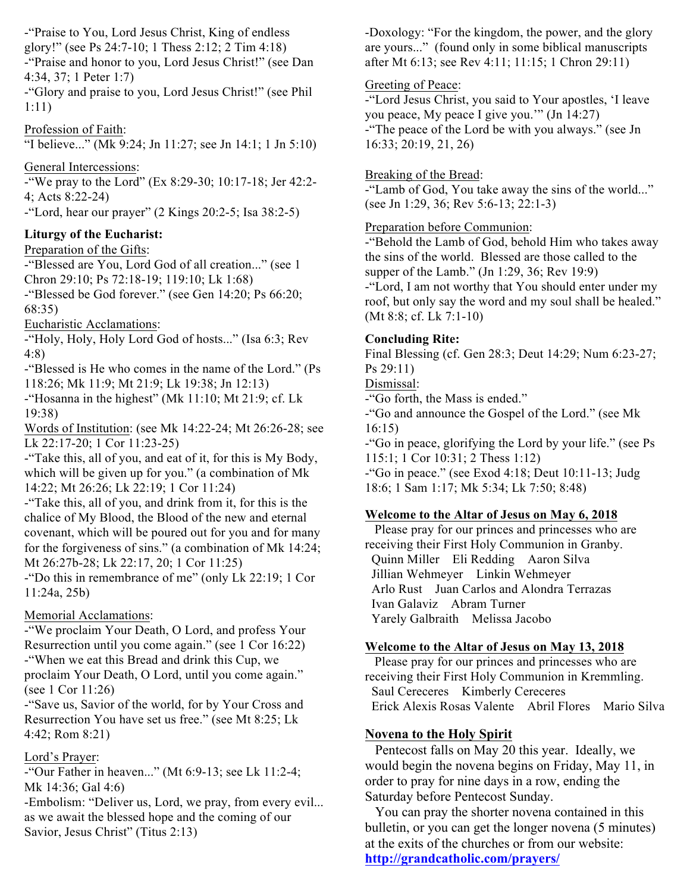-"Praise to You, Lord Jesus Christ, King of endless glory!" (see Ps 24:7-10; 1 Thess 2:12; 2 Tim 4:18)
-"Praise and honor to you, Lord Jesus Christ!" (see Dan 4:34, 37; 1 Peter 1:7)
-"Glory and praise to you, Lord Jesus Christ!" (see Phil 1:11)

Profession of Faith:
"I believe..." (Mk 9:24; Jn 11:27; see Jn 14:1; 1 Jn 5:10)

General Intercessions:
-"We pray to the Lord" (Ex 8:29-30; 10:17-18; Jer 42:2-4; Acts 8:22-24)
-"Lord, hear our prayer" (2 Kings 20:2-5; Isa 38:2-5)

**Liturgy of the Eucharist:**

Preparation of the Gifts:
-"Blessed are You, Lord God of all creation..." (see 1 Chron 29:10; Ps 72:18-19; 119:10; Lk 1:68)
-"Blessed be God forever." (see Gen 14:20; Ps 66:20; 68:35)

Eucharistic Acclamations:
-"Holy, Holy, Holy Lord God of hosts..." (Isa 6:3; Rev 4:8)
-"Blessed is He who comes in the name of the Lord." (Ps 118:26; Mk 11:9; Mt 21:9; Lk 19:38; Jn 12:13)
-"Hosanna in the highest" (Mk 11:10; Mt 21:9; cf. Lk 19:38)

Words of Institution: (see Mk 14:22-24; Mt 26:26-28; see Lk 22:17-20; 1 Cor 11:23-25)
-"Take this, all of you, and eat of it, for this is My Body, which will be given up for you." (a combination of Mk 14:22; Mt 26:26; Lk 22:19; 1 Cor 11:24)
-"Take this, all of you, and drink from it, for this is the chalice of My Blood, the Blood of the new and eternal covenant, which will be poured out for you and for many for the forgiveness of sins." (a combination of Mk 14:24; Mt 26:27b-28; Lk 22:17, 20; 1 Cor 11:25)
-"Do this in remembrance of me" (only Lk 22:19; 1 Cor 11:24a, 25b)

Memorial Acclamations:
-"We proclaim Your Death, O Lord, and profess Your Resurrection until you come again." (see 1 Cor 16:22)
-"When we eat this Bread and drink this Cup, we proclaim Your Death, O Lord, until you come again." (see 1 Cor 11:26)
-"Save us, Savior of the world, for by Your Cross and Resurrection You have set us free." (see Mt 8:25; Lk 4:42; Rom 8:21)

Lord's Prayer:
-"Our Father in heaven..." (Mt 6:9-13; see Lk 11:2-4; Mk 14:36; Gal 4:6)
-Embolism: "Deliver us, Lord, we pray, from every evil... as we await the blessed hope and the coming of our Savior, Jesus Christ" (Titus 2:13)
-Doxology: "For the kingdom, the power, and the glory are yours..." (found only in some biblical manuscripts after Mt 6:13; see Rev 4:11; 11:15; 1 Chron 29:11)

Greeting of Peace:
-"Lord Jesus Christ, you said to Your apostles, 'I leave you peace, My peace I give you.'" (Jn 14:27)
-"The peace of the Lord be with you always." (see Jn 16:33; 20:19, 21, 26)

Breaking of the Bread:
-"Lamb of God, You take away the sins of the world..." (see Jn 1:29, 36; Rev 5:6-13; 22:1-3)

Preparation before Communion:
-"Behold the Lamb of God, behold Him who takes away the sins of the world. Blessed are those called to the supper of the Lamb." (Jn 1:29, 36; Rev 19:9)
-"Lord, I am not worthy that You should enter under my roof, but only say the word and my soul shall be healed." (Mt 8:8; cf. Lk 7:1-10)

**Concluding Rite:**

Final Blessing (cf. Gen 28:3; Deut 14:29; Num 6:23-27; Ps 29:11)

Dismissal:
-"Go forth, the Mass is ended."
-"Go and announce the Gospel of the Lord." (see Mk 16:15)
-"Go in peace, glorifying the Lord by your life." (see Ps 115:1; 1 Cor 10:31; 2 Thess 1:12)
-"Go in peace." (see Exod 4:18; Deut 10:11-13; Judg 18:6; 1 Sam 1:17; Mk 5:34; Lk 7:50; 8:48)

## Welcome to the Altar of Jesus on May 6, 2018

Please pray for our princes and princesses who are receiving their First Holy Communion in Granby.

Quinn Miller  Eli Redding  Aaron Silva
Jillian Wehmeyer  Linkin Wehmeyer
Arlo Rust  Juan Carlos and Alondra Terrazas
Ivan Galaviz  Abram Turner
Yarely Galbraith  Melissa Jacobo

## Welcome to the Altar of Jesus on May 13, 2018

Please pray for our princes and princesses who are receiving their First Holy Communion in Kremmling.

Saul Cereceres  Kimberly Cereceres
Erick Alexis Rosas Valente  Abril Flores  Mario Silva

## Novena to the Holy Spirit

Pentecost falls on May 20 this year. Ideally, we would begin the novena begins on Friday, May 11, in order to pray for nine days in a row, ending the Saturday before Pentecost Sunday.

You can pray the shorter novena contained in this bulletin, or you can get the longer novena (5 minutes) at the exits of the churches or from our website: **http://grandcatholic.com/prayers/**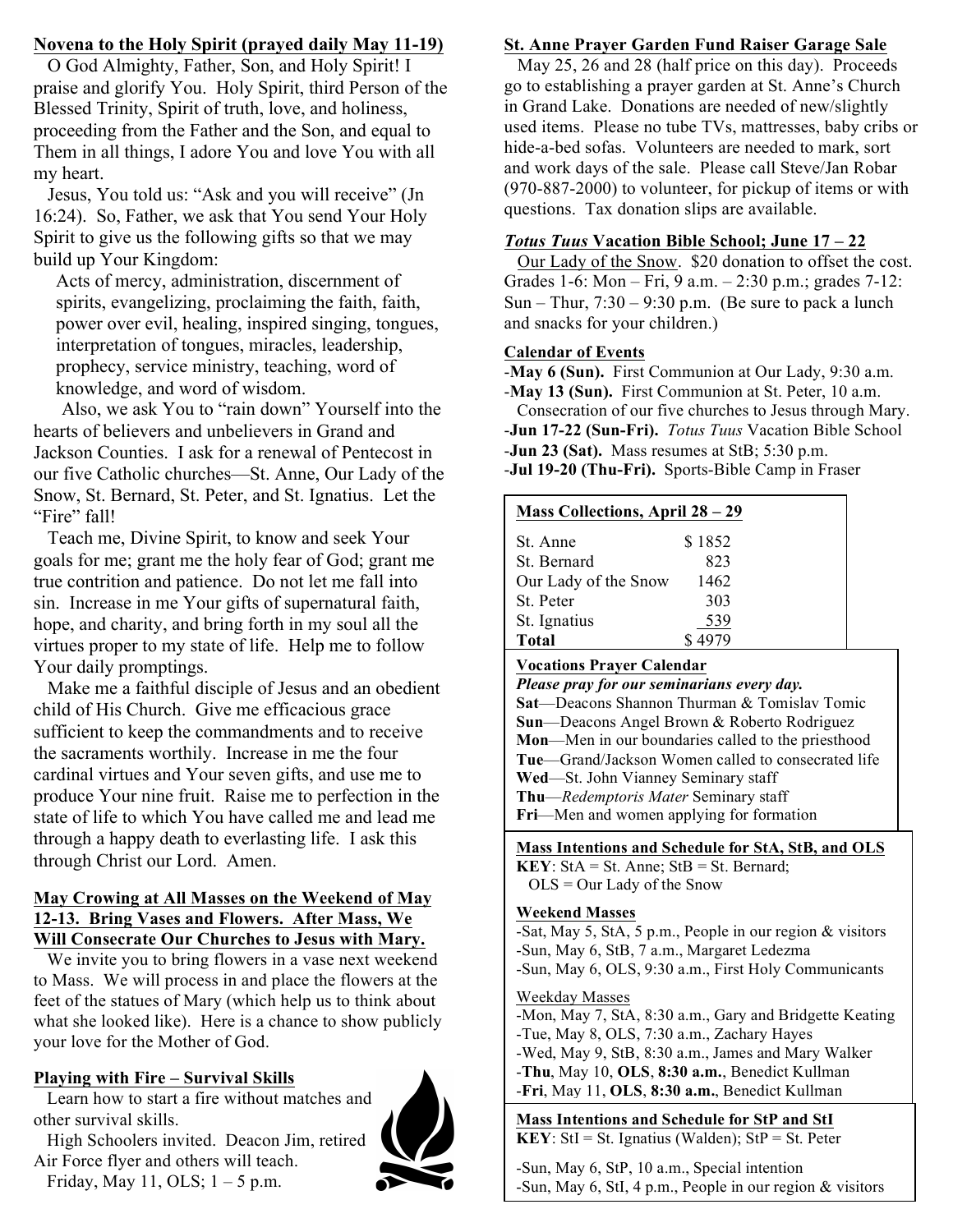## Novena to the Holy Spirit (prayed daily May 11-19)

O God Almighty, Father, Son, and Holy Spirit! I praise and glorify You. Holy Spirit, third Person of the Blessed Trinity, Spirit of truth, love, and holiness, proceeding from the Father and the Son, and equal to Them in all things, I adore You and love You with all my heart.

Jesus, You told us: "Ask and you will receive" (Jn 16:24). So, Father, we ask that You send Your Holy Spirit to give us the following gifts so that we may build up Your Kingdom:

> Acts of mercy, administration, discernment of spirits, evangelizing, proclaiming the faith, faith, power over evil, healing, inspired singing, tongues, interpretation of tongues, miracles, leadership, prophecy, service ministry, teaching, word of knowledge, and word of wisdom.

Also, we ask You to "rain down" Yourself into the hearts of believers and unbelievers in Grand and Jackson Counties. I ask for a renewal of Pentecost in our five Catholic churches—St. Anne, Our Lady of the Snow, St. Bernard, St. Peter, and St. Ignatius. Let the "Fire" fall!

Teach me, Divine Spirit, to know and seek Your goals for me; grant me the holy fear of God; grant me true contrition and patience. Do not let me fall into sin. Increase in me Your gifts of supernatural faith, hope, and charity, and bring forth in my soul all the virtues proper to my state of life. Help me to follow Your daily promptings.

Make me a faithful disciple of Jesus and an obedient child of His Church. Give me efficacious grace sufficient to keep the commandments and to receive the sacraments worthily. Increase in me the four cardinal virtues and Your seven gifts, and use me to produce Your nine fruit. Raise me to perfection in the state of life to which You have called me and lead me through a happy death to everlasting life. I ask this through Christ our Lord. Amen.

## May Crowing at All Masses on the Weekend of May 12-13. Bring Vases and Flowers. After Mass, We Will Consecrate Our Churches to Jesus with Mary.

We invite you to bring flowers in a vase next weekend to Mass. We will process in and place the flowers at the feet of the statues of Mary (which help us to think about what she looked like). Here is a chance to show publicly your love for the Mother of God.

## Playing with Fire – Survival Skills

Learn how to start a fire without matches and other survival skills.

High Schoolers invited. Deacon Jim, retired Air Force flyer and others will teach.

Friday, May 11, OLS; 1 – 5 p.m.

## St. Anne Prayer Garden Fund Raiser Garage Sale

May 25, 26 and 28 (half price on this day). Proceeds go to establishing a prayer garden at St. Anne's Church in Grand Lake. Donations are needed of new/slightly used items. Please no tube TVs, mattresses, baby cribs or hide-a-bed sofas. Volunteers are needed to mark, sort and work days of the sale. Please call Steve/Jan Robar (970-887-2000) to volunteer, for pickup of items or with questions. Tax donation slips are available.

## *Totus Tuus* Vacation Bible School; June 17 – 22

Our Lady of the Snow. $20 donation to offset the cost. Grades 1-6: Mon – Fri, 9 a.m. – 2:30 p.m.; grades 7-12: Sun – Thur, 7:30 – 9:30 p.m. (Be sure to pack a lunch and snacks for your children.)

## Calendar of Events

- **May 6 (Sun).** First Communion at Our Lady, 9:30 a.m.
- **May 13 (Sun).** First Communion at St. Peter, 10 a.m. Consecration of our five churches to Jesus through Mary.
- **Jun 17-22 (Sun-Fri).** *Totus Tuus* Vacation Bible School
- **Jun 23 (Sat).** Mass resumes at StB; 5:30 p.m.
- **Jul 19-20 (Thu-Fri).** Sports-Bible Camp in Fraser

## Mass Collections, April 28 – 29

| | |
|---|---|
| St. Anne | $ 1852 |
| St. Bernard | 823 |
| Our Lady of the Snow | 1462 |
| St. Peter | 303 |
| St. Ignatius | 539 |
| **Total** | $ 4979 |

## Vocations Prayer Calendar

***Please pray for our seminarians every day.***

**Sat**—Deacons Shannon Thurman & Tomislav Tomic
**Sun**—Deacons Angel Brown & Roberto Rodriguez
**Mon**—Men in our boundaries called to the priesthood
**Tue**—Grand/Jackson Women called to consecrated life
**Wed**—St. John Vianney Seminary staff
**Thu**—*Redemptoris Mater* Seminary staff
**Fri**—Men and women applying for formation

## Mass Intentions and Schedule for StA, StB, and OLS

**KEY**: StA = St. Anne; StB = St. Bernard; OLS = Our Lady of the Snow

**Weekend Masses**

- Sat, May 5, StA, 5 p.m., People in our region & visitors
- Sun, May 6, StB, 7 a.m., Margaret Ledezma
- Sun, May 6, OLS, 9:30 a.m., First Holy Communicants

Weekday Masses

- Mon, May 7, StA, 8:30 a.m., Gary and Bridgette Keating
- Tue, May 8, OLS, 7:30 a.m., Zachary Hayes
- Wed, May 9, StB, 8:30 a.m., James and Mary Walker
- **Thu**, May 10, **OLS**, **8:30 a.m.**, Benedict Kullman
- **Fri**, May 11, **OLS**, **8:30 a.m.**, Benedict Kullman

## Mass Intentions and Schedule for StP and StI

**KEY**: StI = St. Ignatius (Walden); StP = St. Peter

- Sun, May 6, StP, 10 a.m., Special intention
- Sun, May 6, StI, 4 p.m., People in our region & visitors